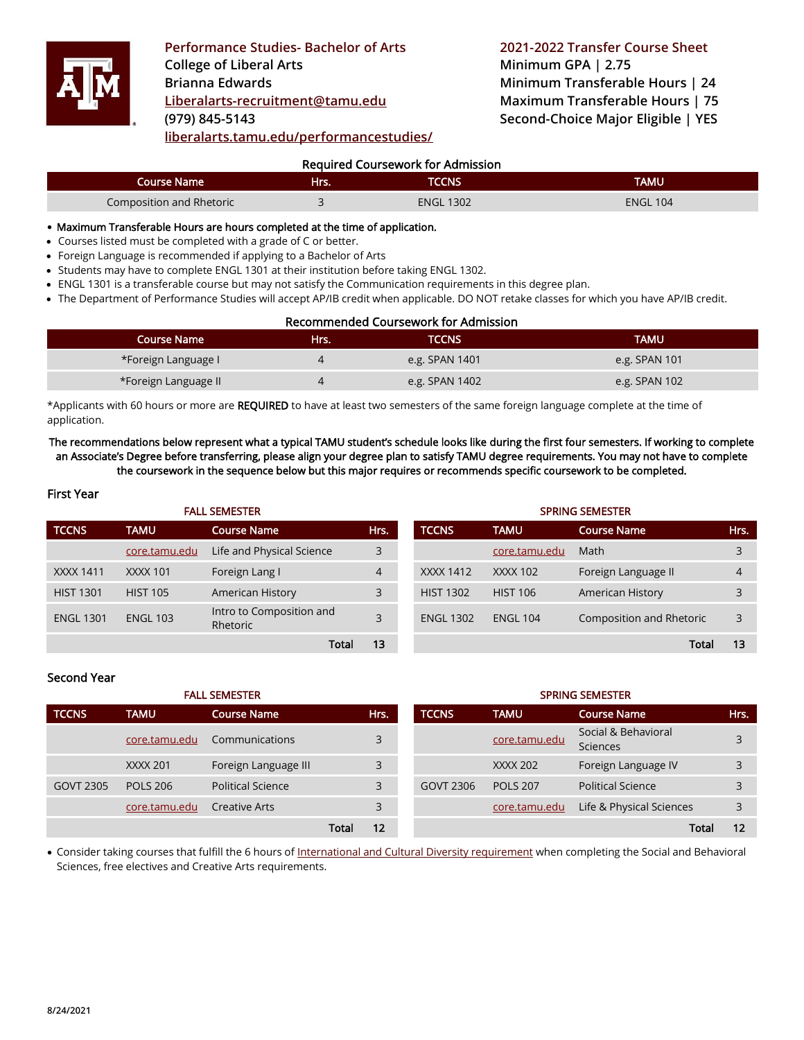**Performance Studies- Bachelor of Arts**
**College of Liberal Arts**
**Brianna Edwards**
**[Liberalarts-recruitment@tamu.edu](mailto:Liberalarts-recruitment@tamu.edu)**
**(979) 845-5143**
**liberalarts.tamu.edu/performancestudies/**

**2021-2022 Transfer Course Sheet**
**Minimum GPA | 2.75**
**Minimum Transferable Hours | 24**
**Maximum Transferable Hours | 75**
**Second-Choice Major Eligible | YES**

### Required Coursework for Admission

| Course Name | Hrs. | TCCNS | TAMU |
|---|---|---|---|
| Composition and Rhetoric | 3 | ENGL 1302 | ENGL 104 |

- **Maximum Transferable Hours are hours completed at the time of application.**
- Courses listed must be completed with a grade of C or better.
- Foreign Language is recommended if applying to a Bachelor of Arts
- Students may have to complete ENGL 1301 at their institution before taking ENGL 1302.
- ENGL 1301 is a transferable course but may not satisfy the Communication requirements in this degree plan.
- The Department of Performance Studies will accept AP/IB credit when applicable. DO NOT retake classes for which you have AP/IB credit.

### Recommended Coursework for Admission

| Course Name | Hrs. | TCCNS | TAMU |
|---|---|---|---|
| *Foreign Language I | 4 | e.g. SPAN 1401 | e.g. SPAN 101 |
| *Foreign Language II | 4 | e.g. SPAN 1402 | e.g. SPAN 102 |

*Applicants with 60 hours or more are **REQUIRED** to have at least two semesters of the same foreign language complete at the time of application.

**The recommendations below represent what a typical TAMU student's schedule looks like during the first four semesters. If working to complete an Associate's Degree before transferring, please align your degree plan to satisfy TAMU degree requirements. You may not have to complete the coursework in the sequence below but this major requires or recommends specific coursework to be completed.**

### First Year

**FALL SEMESTER**

| TCCNS | TAMU | Course Name | Hrs. |
|---|---|---|---|
| | core.tamu.edu | Life and Physical Science | 3 |
| XXXX 1411 | XXXX 101 | Foreign Lang I | 4 |
| HIST 1301 | HIST 105 | American History | 3 |
| ENGL 1301 | ENGL 103 | Intro to Composition and Rhetoric | 3 |
| | | Total | 13 |

**SPRING SEMESTER**

| TCCNS | TAMU | Course Name | Hrs. |
|---|---|---|---|
| | core.tamu.edu | Math | 3 |
| XXXX 1412 | XXXX 102 | Foreign Language II | 4 |
| HIST 1302 | HIST 106 | American History | 3 |
| ENGL 1302 | ENGL 104 | Composition and Rhetoric | 3 |
| | | Total | 13 |

### Second Year

**FALL SEMESTER**

| TCCNS | TAMU | Course Name | Hrs. |
|---|---|---|---|
| | core.tamu.edu | Communications | 3 |
| | XXXX 201 | Foreign Language III | 3 |
| GOVT 2305 | POLS 206 | Political Science | 3 |
| | core.tamu.edu | Creative Arts | 3 |
| | | Total | 12 |

**SPRING SEMESTER**

| TCCNS | TAMU | Course Name | Hrs. |
|---|---|---|---|
| | core.tamu.edu | Social & Behavioral Sciences | 3 |
| | XXXX 202 | Foreign Language IV | 3 |
| GOVT 2306 | POLS 207 | Political Science | 3 |
| | core.tamu.edu | Life & Physical Sciences | 3 |
| | | Total | 12 |

- Consider taking courses that fulfill the 6 hours of International and Cultural Diversity requirement when completing the Social and Behavioral Sciences, free electives and Creative Arts requirements.

8/24/2021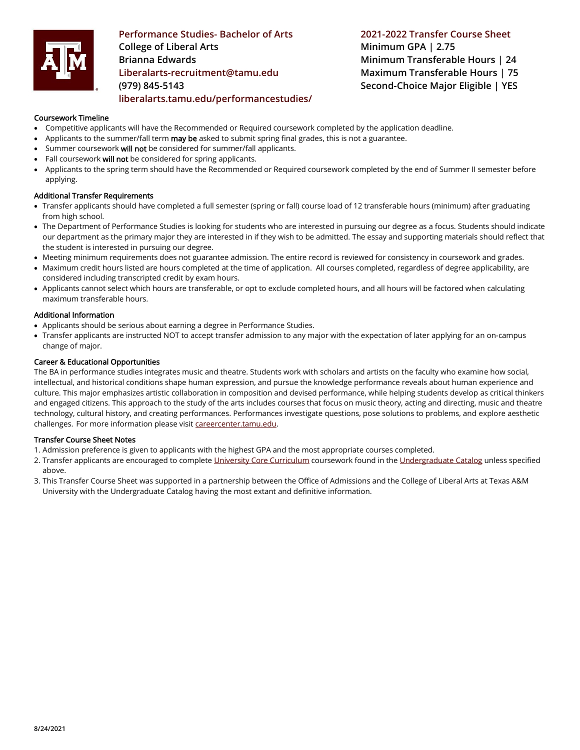**Performance Studies- Bachelor of Arts**
**College of Liberal Arts**
**Brianna Edwards**
**Liberalarts-recruitment@tamu.edu**
**(979) 845-5143**
**liberalarts.tamu.edu/performancestudies/**

**2021-2022 Transfer Course Sheet**
**Minimum GPA | 2.75**
**Minimum Transferable Hours | 24**
**Maximum Transferable Hours | 75**
**Second-Choice Major Eligible | YES**

### Coursework Timeline

- Competitive applicants will have the Recommended or Required coursework completed by the application deadline.
- Applicants to the summer/fall term **may be** asked to submit spring final grades, this is not a guarantee.
- Summer coursework **will not** be considered for summer/fall applicants.
- Fall coursework **will not** be considered for spring applicants.
- Applicants to the spring term should have the Recommended or Required coursework completed by the end of Summer II semester before applying.

### Additional Transfer Requirements

- Transfer applicants should have completed a full semester (spring or fall) course load of 12 transferable hours (minimum) after graduating from high school.
- The Department of Performance Studies is looking for students who are interested in pursuing our degree as a focus. Students should indicate our department as the primary major they are interested in if they wish to be admitted. The essay and supporting materials should reflect that the student is interested in pursuing our degree.
- Meeting minimum requirements does not guarantee admission. The entire record is reviewed for consistency in coursework and grades.
- Maximum credit hours listed are hours completed at the time of application. All courses completed, regardless of degree applicability, are considered including transcripted credit by exam hours.
- Applicants cannot select which hours are transferable, or opt to exclude completed hours, and all hours will be factored when calculating maximum transferable hours.

### Additional Information

- Applicants should be serious about earning a degree in Performance Studies.
- Transfer applicants are instructed NOT to accept transfer admission to any major with the expectation of later applying for an on-campus change of major.

### Career & Educational Opportunities

The BA in performance studies integrates music and theatre. Students work with scholars and artists on the faculty who examine how social, intellectual, and historical conditions shape human expression, and pursue the knowledge performance reveals about human experience and culture. This major emphasizes artistic collaboration in composition and devised performance, while helping students develop as critical thinkers and engaged citizens. This approach to the study of the arts includes courses that focus on music theory, acting and directing, music and theatre technology, cultural history, and creating performances. Performances investigate questions, pose solutions to problems, and explore aesthetic challenges. For more information please visit careercenter.tamu.edu.

### Transfer Course Sheet Notes

1. Admission preference is given to applicants with the highest GPA and the most appropriate courses completed.
2. Transfer applicants are encouraged to complete University Core Curriculum coursework found in the Undergraduate Catalog unless specified above.
3. This Transfer Course Sheet was supported in a partnership between the Office of Admissions and the College of Liberal Arts at Texas A&M University with the Undergraduate Catalog having the most extant and definitive information.

8/24/2021